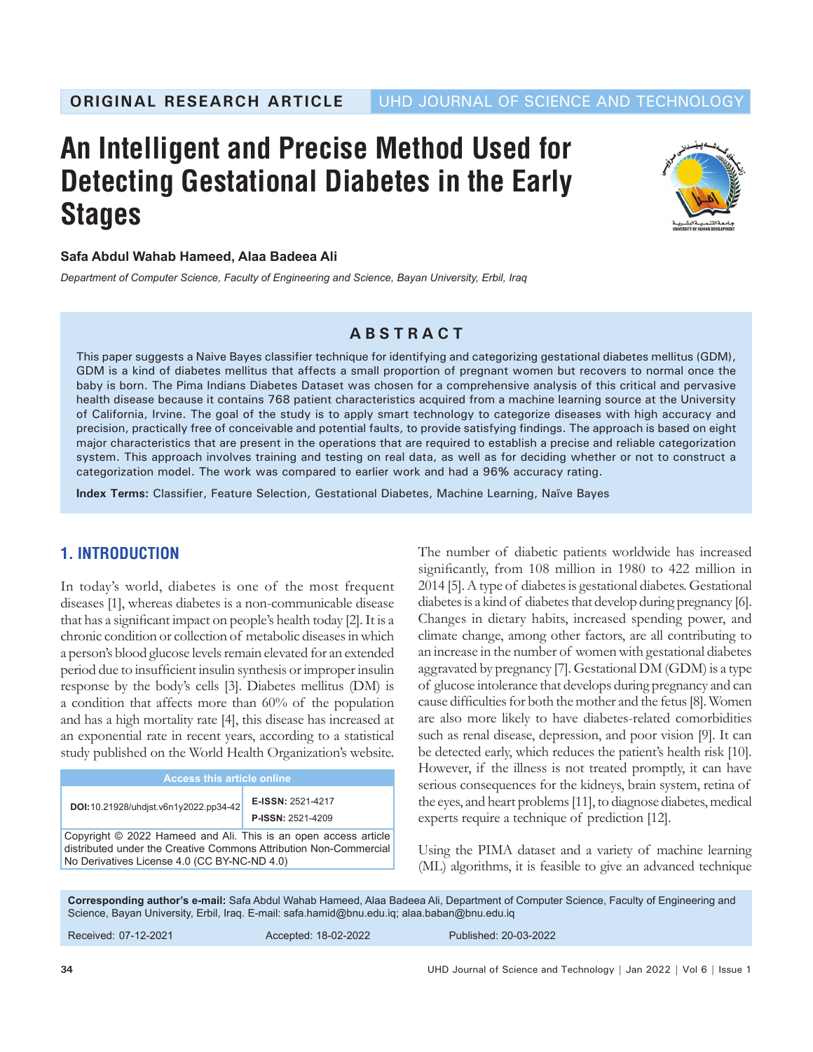ORIGINAL RESEARCH ARTICLE

# An Intelligent and Precise Method Used for Detecting Gestational Diabetes in the Early Stages

**Safa Abdul Wahab Hameed, Alaa Badeea Ali**

*Department of Computer Science, Faculty of Engineering and Science, Bayan University, Erbil, Iraq*

## ABSTRACT

This paper suggests a Naive Bayes classifier technique for identifying and categorizing gestational diabetes mellitus (GDM), GDM is a kind of diabetes mellitus that affects a small proportion of pregnant women but recovers to normal once the baby is born. The Pima Indians Diabetes Dataset was chosen for a comprehensive analysis of this critical and pervasive health disease because it contains 768 patient characteristics acquired from a machine learning source at the University of California, Irvine. The goal of the study is to apply smart technology to categorize diseases with high accuracy and precision, practically free of conceivable and potential faults, to provide satisfying findings. The approach is based on eight major characteristics that are present in the operations that are required to establish a precise and reliable categorization system. This approach involves training and testing on real data, as well as for deciding whether or not to construct a categorization model. The work was compared to earlier work and had a 96% accuracy rating.

**Index Terms:** Classifier, Feature Selection, Gestational Diabetes, Machine Learning, Naïve Bayes

## 1. INTRODUCTION

In today's world, diabetes is one of the most frequent diseases [1], whereas diabetes is a non-communicable disease that has a significant impact on people's health today [2]. It is a chronic condition or collection of metabolic diseases in which a person's blood glucose levels remain elevated for an extended period due to insufficient insulin synthesis or improper insulin response by the body's cells [3]. Diabetes mellitus (DM) is a condition that affects more than 60% of the population and has a high mortality rate [4], this disease has increased at an exponential rate in recent years, according to a statistical study published on the World Health Organization's website.

| Access this article online | |
|---|---|
| DOI:10.21928/uhdjst.v6n1y2022.pp34-42 | E-ISSN: 2521-4217<br>P-ISSN: 2521-4209 |
| Copyright © 2022 Hameed and Ali. This is an open access article distributed under the Creative Commons Attribution Non-Commercial No Derivatives License 4.0 (CC BY-NC-ND 4.0) | |

The number of diabetic patients worldwide has increased significantly, from 108 million in 1980 to 422 million in 2014 [5]. A type of diabetes is gestational diabetes. Gestational diabetes is a kind of diabetes that develop during pregnancy [6]. Changes in dietary habits, increased spending power, and climate change, among other factors, are all contributing to an increase in the number of women with gestational diabetes aggravated by pregnancy [7]. Gestational DM (GDM) is a type of glucose intolerance that develops during pregnancy and can cause difficulties for both the mother and the fetus [8]. Women are also more likely to have diabetes-related comorbidities such as renal disease, depression, and poor vision [9]. It can be detected early, which reduces the patient's health risk [10]. However, if the illness is not treated promptly, it can have serious consequences for the kidneys, brain system, retina of the eyes, and heart problems [11], to diagnose diabetes, medical experts require a technique of prediction [12].

Using the PIMA dataset and a variety of machine learning (ML) algorithms, it is feasible to give an advanced technique

**Corresponding author's e-mail:** Safa Abdul Wahab Hameed, Alaa Badeea Ali, Department of Computer Science, Faculty of Engineering and Science, Bayan University, Erbil, Iraq. E-mail: safa.hamid@bnu.edu.iq; alaa.baban@bnu.edu.iq

Received: 07-12-2021 Accepted: 18-02-2022 Published: 20-03-2022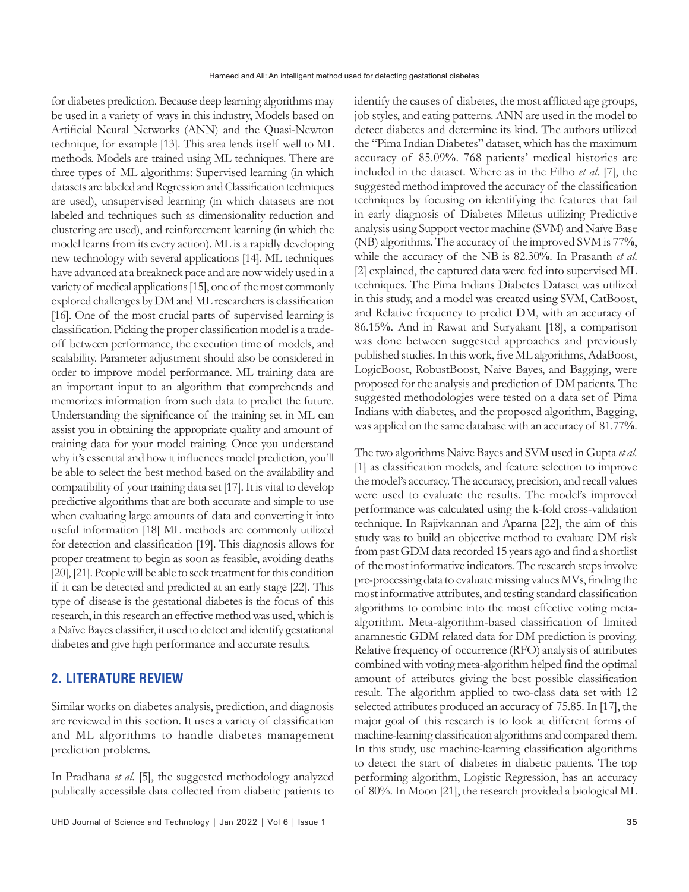for diabetes prediction. Because deep learning algorithms may be used in a variety of ways in this industry, Models based on Artificial Neural Networks (ANN) and the Quasi-Newton technique, for example [13]. This area lends itself well to ML methods. Models are trained using ML techniques. There are three types of ML algorithms: Supervised learning (in which datasets are labeled and Regression and Classification techniques are used), unsupervised learning (in which datasets are not labeled and techniques such as dimensionality reduction and clustering are used), and reinforcement learning (in which the model learns from its every action). ML is a rapidly developing new technology with several applications [14]. ML techniques have advanced at a breakneck pace and are now widely used in a variety of medical applications [15], one of the most commonly explored challenges by DM and ML researchers is classification [16]. One of the most crucial parts of supervised learning is classification. Picking the proper classification model is a trade-off between performance, the execution time of models, and scalability. Parameter adjustment should also be considered in order to improve model performance. ML training data are an important input to an algorithm that comprehends and memorizes information from such data to predict the future. Understanding the significance of the training set in ML can assist you in obtaining the appropriate quality and amount of training data for your model training. Once you understand why it's essential and how it influences model prediction, you'll be able to select the best method based on the availability and compatibility of your training data set [17]. It is vital to develop predictive algorithms that are both accurate and simple to use when evaluating large amounts of data and converting it into useful information [18] ML methods are commonly utilized for detection and classification [19]. This diagnosis allows for proper treatment to begin as soon as feasible, avoiding deaths [20], [21]. People will be able to seek treatment for this condition if it can be detected and predicted at an early stage [22]. This type of disease is the gestational diabetes is the focus of this research, in this research an effective method was used, which is a Naïve Bayes classifier, it used to detect and identify gestational diabetes and give high performance and accurate results.

## 2. LITERATURE REVIEW

Similar works on diabetes analysis, prediction, and diagnosis are reviewed in this section. It uses a variety of classification and ML algorithms to handle diabetes management prediction problems.

In Pradhana *et al.* [5], the suggested methodology analyzed publically accessible data collected from diabetic patients to identify the causes of diabetes, the most afflicted age groups, job styles, and eating patterns. ANN are used in the model to detect diabetes and determine its kind. The authors utilized the "Pima Indian Diabetes" dataset, which has the maximum accuracy of 85.09%. 768 patients' medical histories are included in the dataset. Where as in the Filho *et al.* [7], the suggested method improved the accuracy of the classification techniques by focusing on identifying the features that fail in early diagnosis of Diabetes Miletus utilizing Predictive analysis using Support vector machine (SVM) and Naïve Base (NB) algorithms. The accuracy of the improved SVM is 77%, while the accuracy of the NB is 82.30%. In Prasanth *et al.* [2] explained, the captured data were fed into supervised ML techniques. The Pima Indians Diabetes Dataset was utilized in this study, and a model was created using SVM, CatBoost, and Relative frequency to predict DM, with an accuracy of 86.15%. And in Rawat and Suryakant [18], a comparison was done between suggested approaches and previously published studies. In this work, five ML algorithms, AdaBoost, LogicBoost, RobustBoost, Naive Bayes, and Bagging, were proposed for the analysis and prediction of DM patients. The suggested methodologies were tested on a data set of Pima Indians with diabetes, and the proposed algorithm, Bagging, was applied on the same database with an accuracy of 81.77%.

The two algorithms Naive Bayes and SVM used in Gupta *et al.* [1] as classification models, and feature selection to improve the model's accuracy. The accuracy, precision, and recall values were used to evaluate the results. The model's improved performance was calculated using the k-fold cross-validation technique. In Rajivkannan and Aparna [22], the aim of this study was to build an objective method to evaluate DM risk from past GDM data recorded 15 years ago and find a shortlist of the most informative indicators. The research steps involve pre-processing data to evaluate missing values MVs, finding the most informative attributes, and testing standard classification algorithms to combine into the most effective voting meta-algorithm. Meta-algorithm-based classification of limited anamnestic GDM related data for DM prediction is proving. Relative frequency of occurrence (RFO) analysis of attributes combined with voting meta-algorithm helped find the optimal amount of attributes giving the best possible classification result. The algorithm applied to two-class data set with 12 selected attributes produced an accuracy of 75.85. In [17], the major goal of this research is to look at different forms of machine-learning classification algorithms and compared them. In this study, use machine-learning classification algorithms to detect the start of diabetes in diabetic patients. The top performing algorithm, Logistic Regression, has an accuracy of 80%. In Moon [21], the research provided a biological ML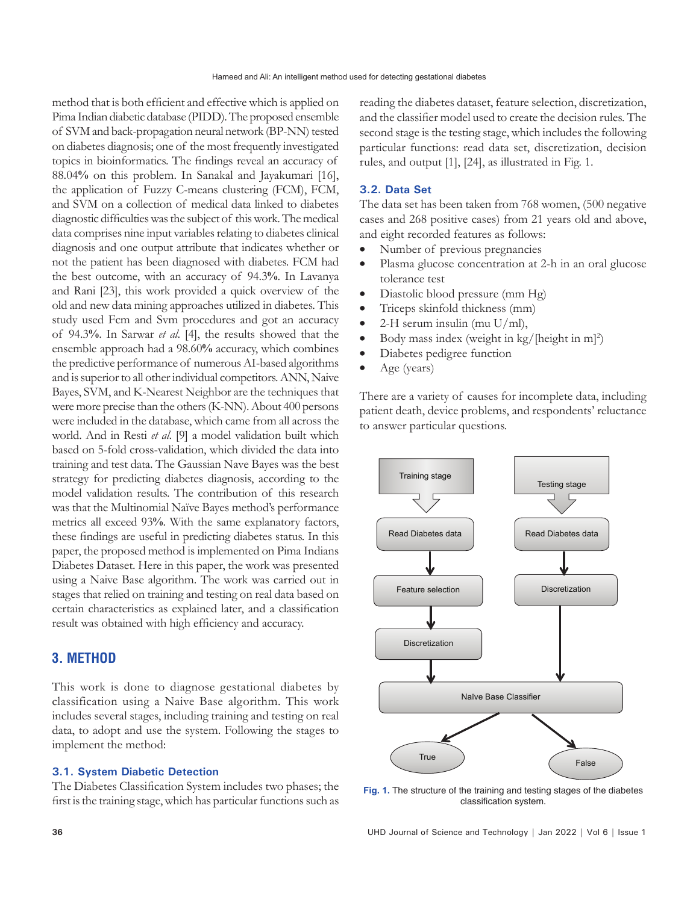method that is both efficient and effective which is applied on Pima Indian diabetic database (PIDD). The proposed ensemble of SVM and back-propagation neural network (BP-NN) tested on diabetes diagnosis; one of the most frequently investigated topics in bioinformatics. The findings reveal an accuracy of 88.04% on this problem. In Sanakal and Jayakumari [16], the application of Fuzzy C-means clustering (FCM), FCM, and SVM on a collection of medical data linked to diabetes diagnostic difficulties was the subject of this work. The medical data comprises nine input variables relating to diabetes clinical diagnosis and one output attribute that indicates whether or not the patient has been diagnosed with diabetes. FCM had the best outcome, with an accuracy of 94.3%. In Lavanya and Rani [23], this work provided a quick overview of the old and new data mining approaches utilized in diabetes. This study used Fcm and Svm procedures and got an accuracy of 94.3%. In Sarwar *et al.* [4], the results showed that the ensemble approach had a 98.60% accuracy, which combines the predictive performance of numerous AI-based algorithms and is superior to all other individual competitors. ANN, Naive Bayes, SVM, and K-Nearest Neighbor are the techniques that were more precise than the others (K-NN). About 400 persons were included in the database, which came from all across the world. And in Resti *et al.* [9] a model validation built which based on 5-fold cross-validation, which divided the data into training and test data. The Gaussian Nave Bayes was the best strategy for predicting diabetes diagnosis, according to the model validation results. The contribution of this research was that the Multinomial Naïve Bayes method's performance metrics all exceed 93%. With the same explanatory factors, these findings are useful in predicting diabetes status. In this paper, the proposed method is implemented on Pima Indians Diabetes Dataset. Here in this paper, the work was presented using a Naive Base algorithm. The work was carried out in stages that relied on training and testing on real data based on certain characteristics as explained later, and a classification result was obtained with high efficiency and accuracy.

## 3. METHOD

This work is done to diagnose gestational diabetes by classification using a Naive Base algorithm. This work includes several stages, including training and testing on real data, to adopt and use the system. Following the stages to implement the method:

### 3.1. System Diabetic Detection

The Diabetes Classification System includes two phases; the first is the training stage, which has particular functions such as reading the diabetes dataset, feature selection, discretization, and the classifier model used to create the decision rules. The second stage is the testing stage, which includes the following particular functions: read data set, discretization, decision rules, and output [1], [24], as illustrated in Fig. 1.

### 3.2. Data Set

The data set has been taken from 768 women, (500 negative cases and 268 positive cases) from 21 years old and above, and eight recorded features as follows:

- Number of previous pregnancies
- Plasma glucose concentration at 2-h in an oral glucose tolerance test
- Diastolic blood pressure (mm Hg)
- Triceps skinfold thickness (mm)
- 2-H serum insulin (mu U/ml),
- Body mass index (weight in kg/[height in m]$^2$)
- Diabetes pedigree function
- Age (years)

There are a variety of causes for incomplete data, including patient death, device problems, and respondents' reluctance to answer particular questions.

Training stage → Read Diabetes data → Feature selection → Discretization → Naïve Base Classifier

Testing stage → Read Diabetes data → Discretization → Naïve Base Classifier

Naïve Base Classifier → True / False

Fig. 1. The structure of the training and testing stages of the diabetes classification system.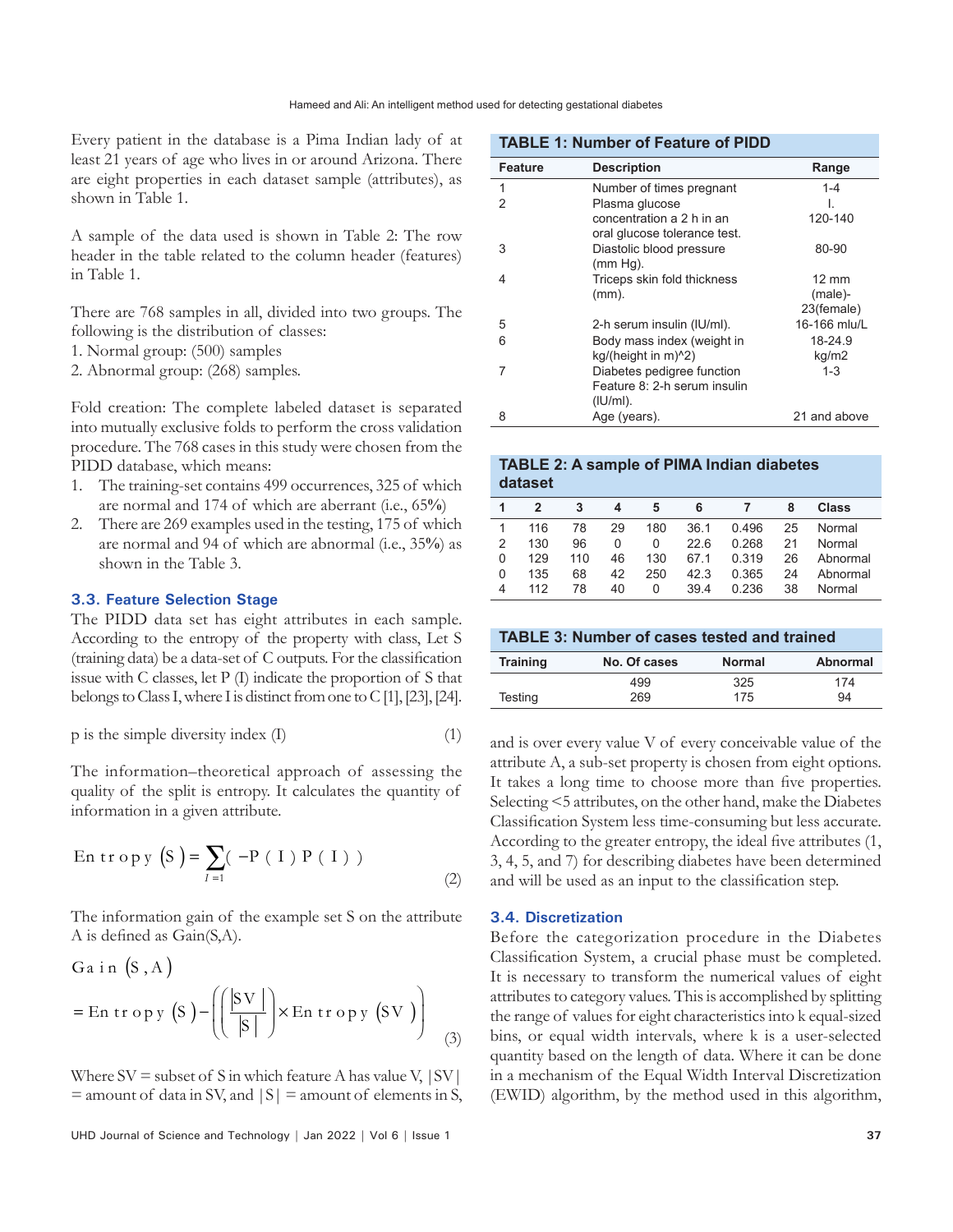Every patient in the database is a Pima Indian lady of at least 21 years of age who lives in or around Arizona. There are eight properties in each dataset sample (attributes), as shown in Table 1.

A sample of the data used is shown in Table 2: The row header in the table related to the column header (features) in Table 1.

There are 768 samples in all, divided into two groups. The following is the distribution of classes:
1. Normal group: (500) samples
2. Abnormal group: (268) samples.

Fold creation: The complete labeled dataset is separated into mutually exclusive folds to perform the cross validation procedure. The 768 cases in this study were chosen from the PIDD database, which means:

1. The training-set contains 499 occurrences, 325 of which are normal and 174 of which are aberrant (i.e., 65%)
2. There are 269 examples used in the testing, 175 of which are normal and 94 of which are abnormal (i.e., 35%) as shown in the Table 3.

**TABLE 1: Number of Feature of PIDD**

| Feature | Description | Range |
|---|---|---|
| 1 | Number of times pregnant | 1-4 |
| 2 | Plasma glucose concentration a 2 h in an oral glucose tolerance test. | I. 120-140 |
| 3 | Diastolic blood pressure (mm Hg). | 80-90 |
| 4 | Triceps skin fold thickness (mm). | 12 mm (male)-23(female) |
| 5 | 2-h serum insulin (IU/ml). | 16-166 mlu/L |
| 6 | Body mass index (weight in kg/(height in m)^2) | 18-24.9 kg/m2 |
| 7 | Diabetes pedigree function Feature 8: 2-h serum insulin (IU/ml). | 1-3 |
| 8 | Age (years). | 21 and above |

**TABLE 2: A sample of PIMA Indian diabetes dataset**

| 1 | 2 | 3 | 4 | 5 | 6 | 7 | 8 | Class |
|---|---|---|---|---|---|---|---|---|
| 1 | 116 | 78 | 29 | 180 | 36.1 | 0.496 | 25 | Normal |
| 2 | 130 | 96 | 0 | 0 | 22.6 | 0.268 | 21 | Normal |
| 0 | 129 | 110 | 46 | 130 | 67.1 | 0.319 | 26 | Abnormal |
| 0 | 135 | 68 | 42 | 250 | 42.3 | 0.365 | 24 | Abnormal |
| 4 | 112 | 78 | 40 | 0 | 39.4 | 0.236 | 38 | Normal |

**TABLE 3: Number of cases tested and trained**

| Training | No. Of cases | Normal | Abnormal |
|---|---|---|---|
| | 499 | 325 | 174 |
| Testing | 269 | 175 | 94 |

### 3.3. Feature Selection Stage

The PIDD data set has eight attributes in each sample. According to the entropy of the property with class, Let S (training data) be a data-set of C outputs. For the classification issue with C classes, let P (I) indicate the proportion of S that belongs to Class I, where I is distinct from one to C [1], [23], [24].

p is the simple diversity index (I) (1)

The information–theoretical approach of assessing the quality of the split is entropy. It calculates the quantity of information in a given attribute.

$$\text{Entropy}(S) = \sum_{I=1} (-P(I)\,P(I)) \tag{2}$$

The information gain of the example set S on the attribute A is defined as Gain(S,A).

$$\text{Gain}(S, A) = \text{Entropy}(S) - \left( \left( \frac{|SV|}{|S|} \right) \times \text{Entropy}(SV) \right) \tag{3}$$

Where SV = subset of S in which feature A has value V, |SV| = amount of data in SV, and |S| = amount of elements in S, and is over every value V of every conceivable value of the attribute A, a sub-set property is chosen from eight options. It takes a long time to choose more than five properties. Selecting <5 attributes, on the other hand, make the Diabetes Classification System less time-consuming but less accurate. According to the greater entropy, the ideal five attributes (1, 3, 4, 5, and 7) for describing diabetes have been determined and will be used as an input to the classification step.

### 3.4. Discretization

Before the categorization procedure in the Diabetes Classification System, a crucial phase must be completed. It is necessary to transform the numerical values of eight attributes to category values. This is accomplished by splitting the range of values for eight characteristics into k equal-sized bins, or equal width intervals, where k is a user-selected quantity based on the length of data. Where it can be done in a mechanism of the Equal Width Interval Discretization (EWID) algorithm, by the method used in this algorithm,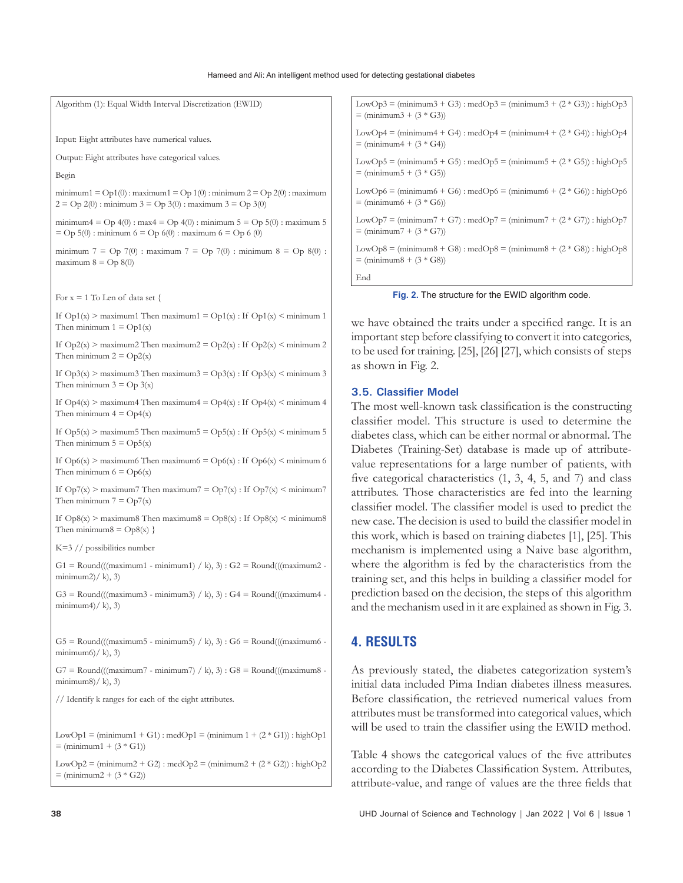```
Algorithm (1): Equal Width Interval Discretization (EWID)

Input: Eight attributes have numerical values.

Output: Eight attributes have categorical values.

Begin

minimum1 = Op1(0) : maximum1 = Op 1(0) : minimum 2 = Op 2(0) : maximum 2 = Op 2(0) : minimum 3 = Op 3(0) : maximum 3 = Op 3(0)

minimum4 = Op 4(0) : max4 = Op 4(0) : minimum 5 = Op 5(0) : maximum 5 = Op 5(0) : minimum 6 = Op 6(0) : maximum 6 = Op 6 (0)

minimum 7 = Op 7(0) : maximum 7 = Op 7(0) : minimum 8 = Op 8(0) : maximum 8 = Op 8(0)

For x = 1 To Len of data set {

If Op1(x) > maximum1 Then maximum1 = Op1(x) : If Op1(x) < minimum 1 Then minimum 1 = Op1(x)

If Op2(x) > maximum2 Then maximum2 = Op2(x) : If Op2(x) < minimum 2 Then minimum 2 = Op2(x)

If Op3(x) > maximum3 Then maximum3 = Op3(x) : If Op3(x) < minimum 3 Then minimum 3 = Op 3(x)

If Op4(x) > maximum4 Then maximum4 = Op4(x) : If Op4(x) < minimum 4 Then minimum 4 = Op4(x)

If Op5(x) > maximum5 Then maximum5 = Op5(x) : If Op5(x) < minimum 5 Then minimum 5 = Op5(x)

If Op6(x) > maximum6 Then maximum6 = Op6(x) : If Op6(x) < minimum 6 Then minimum 6 = Op6(x)

If Op7(x) > maximum7 Then maximum7 = Op7(x) : If Op7(x) < minimum7 Then minimum 7 = Op7(x)

If Op8(x) > maximum8 Then maximum8 = Op8(x) : If Op8(x) < minimum8 Then minimum8 = Op8(x) }

K=3 // possibilities number

G1 = Round(((maximum1 - minimum1) / k), 3) : G2 = Round(((maximum2 - minimum2)/ k), 3)

G3 = Round(((maximum3 - minimum3) / k), 3) : G4 = Round(((maximum4 - minimum4)/ k), 3)

G5 = Round(((maximum5 - minimum5) / k), 3) : G6 = Round(((maximum6 - minimum6)/ k), 3)

G7 = Round(((maximum7 - minimum7) / k), 3) : G8 = Round(((maximum8 - minimum8)/ k), 3)

// Identify k ranges for each of the eight attributes.

LowOp1 = (minimum1 + G1) : medOp1 = (minimum 1 + (2 * G1)) : highOp1 = (minimum1 + (3 * G1))

LowOp2 = (minimum2 + G2) : medOp2 = (minimum2 + (2 * G2)) : highOp2 = (minimum2 + (3 * G2))

LowOp3 = (minimum3 + G3) : medOp3 = (minimum3 + (2 * G3)) : highOp3 = (minimum3 + (3 * G3))

LowOp4 = (minimum4 + G4) : medOp4 = (minimum4 + (2 * G4)) : highOp4 = (minimum4 + (3 * G4))

LowOp5 = (minimum5 + G5) : medOp5 = (minimum5 + (2 * G5)) : highOp5 = (minimum5 + (3 * G5))

LowOp6 = (minimum6 + G6) : medOp6 = (minimum6 + (2 * G6)) : highOp6 = (minimum6 + (3 * G6))

LowOp7 = (minimum7 + G7) : medOp7 = (minimum7 + (2 * G7)) : highOp7 = (minimum7 + (3 * G7))

LowOp8 = (minimum8 + G8) : medOp8 = (minimum8 + (2 * G8)) : highOp8 = (minimum8 + (3 * G8))

End
```

**Fig. 2.** The structure for the EWID algorithm code.

we have obtained the traits under a specified range. It is an important step before classifying to convert it into categories, to be used for training. [25], [26] [27], which consists of steps as shown in Fig. 2.

### 3.5. Classifier Model

The most well-known task classification is the constructing classifier model. This structure is used to determine the diabetes class, which can be either normal or abnormal. The Diabetes (Training-Set) database is made up of attribute-value representations for a large number of patients, with five categorical characteristics (1, 3, 4, 5, and 7) and class attributes. Those characteristics are fed into the learning classifier model. The classifier model is used to predict the new case. The decision is used to build the classifier model in this work, which is based on training diabetes [1], [25]. This mechanism is implemented using a Naive base algorithm, where the algorithm is fed by the characteristics from the training set, and this helps in building a classifier model for prediction based on the decision, the steps of this algorithm and the mechanism used in it are explained as shown in Fig. 3.

## 4. RESULTS

As previously stated, the diabetes categorization system's initial data included Pima Indian diabetes illness measures. Before classification, the retrieved numerical values from attributes must be transformed into categorical values, which will be used to train the classifier using the EWID method.

Table 4 shows the categorical values of the five attributes according to the Diabetes Classification System. Attributes, attribute-value, and range of values are the three fields that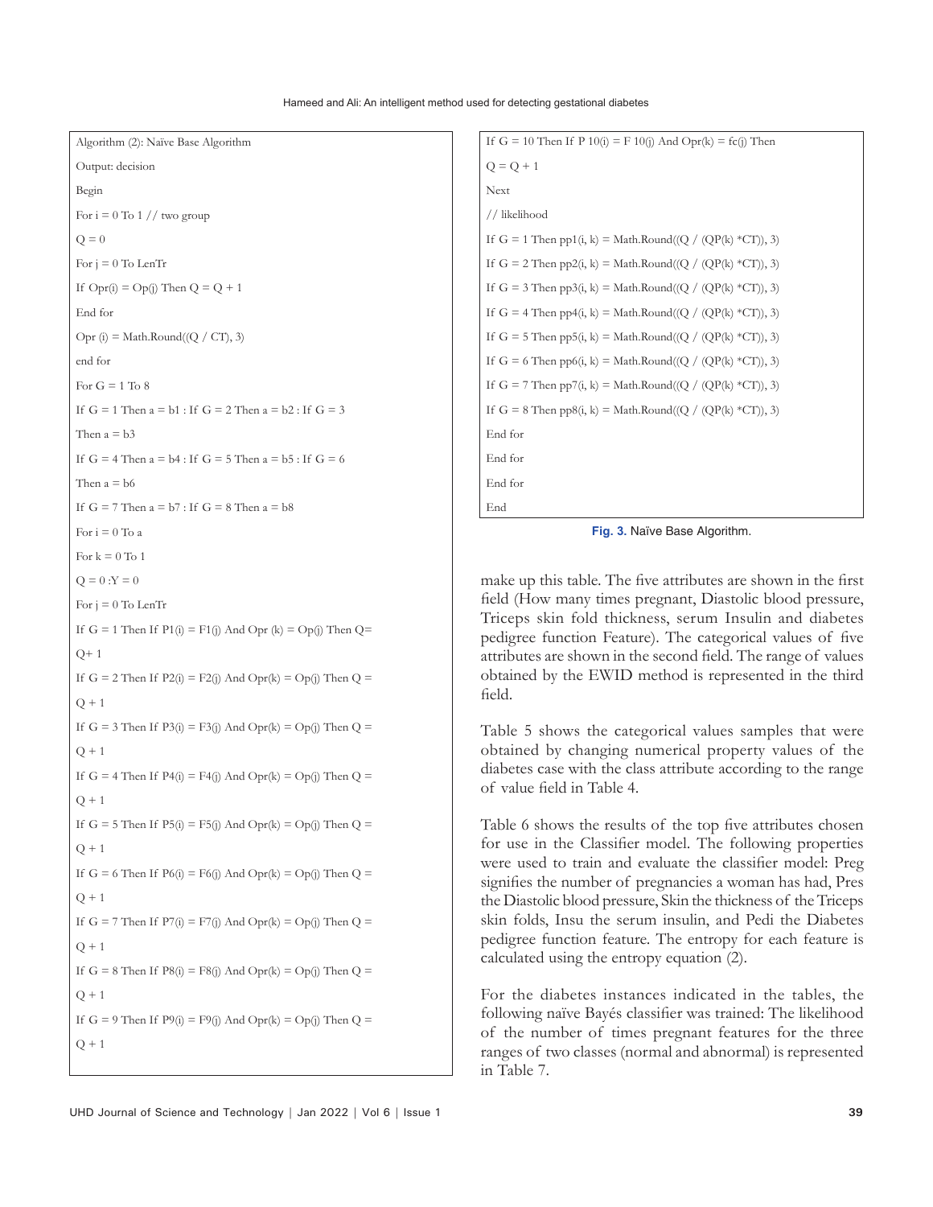```
Algorithm (2): Naïve Base Algorithm
Output: decision
Begin
For i = 0 To 1 // two group
Q = 0
For j = 0 To LenTr
If Opr(i) = Op(j) Then Q = Q + 1
End for
Opr (i) = Math.Round((Q / CT), 3)
end for
For G = 1 To 8
If G = 1 Then a = b1 : If G = 2 Then a = b2 : If G = 3
Then a = b3
If G = 4 Then a = b4 : If G = 5 Then a = b5 : If G = 6
Then a = b6
If G = 7 Then a = b7 : If G = 8 Then a = b8
For i = 0 To a
For k = 0 To 1
Q = 0 :Y = 0
For j = 0 To LenTr
If G = 1 Then If P1(i) = F1(j) And Opr (k) = Op(j) Then Q=
Q+ 1
If G = 2 Then If P2(i) = F2(j) And Opr(k) = Op(j) Then Q =
Q + 1
If G = 3 Then If P3(i) = F3(j) And Opr(k) = Op(j) Then Q =
Q + 1
If G = 4 Then If P4(i) = F4(j) And Opr(k) = Op(j) Then Q =
Q + 1
If G = 5 Then If P5(i) = F5(j) And Opr(k) = Op(j) Then Q =
Q + 1
If G = 6 Then If P6(i) = F6(j) And Opr(k) = Op(j) Then Q =
Q + 1
If G = 7 Then If P7(i) = F7(j) And Opr(k) = Op(j) Then Q =
Q + 1
If G = 8 Then If P8(i) = F8(j) And Opr(k) = Op(j) Then Q =
Q + 1
If G = 9 Then If P9(i) = F9(j) And Opr(k) = Op(j) Then Q =
Q + 1
If G = 10 Then If P 10(i) = F 10(j) And Opr(k) = fc(j) Then
Q = Q + 1
Next
// likelihood
If G = 1 Then pp1(i, k) = Math.Round((Q / (QP(k) *CT)), 3)
If G = 2 Then pp2(i, k) = Math.Round((Q / (QP(k) *CT)), 3)
If G = 3 Then pp3(i, k) = Math.Round((Q / (QP(k) *CT)), 3)
If G = 4 Then pp4(i, k) = Math.Round((Q / (QP(k) *CT)), 3)
If G = 5 Then pp5(i, k) = Math.Round((Q / (QP(k) *CT)), 3)
If G = 6 Then pp6(i, k) = Math.Round((Q / (QP(k) *CT)), 3)
If G = 7 Then pp7(i, k) = Math.Round((Q / (QP(k) *CT)), 3)
If G = 8 Then pp8(i, k) = Math.Round((Q / (QP(k) *CT)), 3)
End for
End for
End for
End
```

**Fig. 3.** Naïve Base Algorithm.

make up this table. The five attributes are shown in the first field (How many times pregnant, Diastolic blood pressure, Triceps skin fold thickness, serum Insulin and diabetes pedigree function Feature). The categorical values of five attributes are shown in the second field. The range of values obtained by the EWID method is represented in the third field.

Table 5 shows the categorical values samples that were obtained by changing numerical property values of the diabetes case with the class attribute according to the range of value field in Table 4.

Table 6 shows the results of the top five attributes chosen for use in the Classifier model. The following properties were used to train and evaluate the classifier model: Preg signifies the number of pregnancies a woman has had, Pres the Diastolic blood pressure, Skin the thickness of the Triceps skin folds, Insu the serum insulin, and Pedi the Diabetes pedigree function feature. The entropy for each feature is calculated using the entropy equation (2).

For the diabetes instances indicated in the tables, the following naïve Bayés classifier was trained: The likelihood of the number of times pregnant features for the three ranges of two classes (normal and abnormal) is represented in Table 7.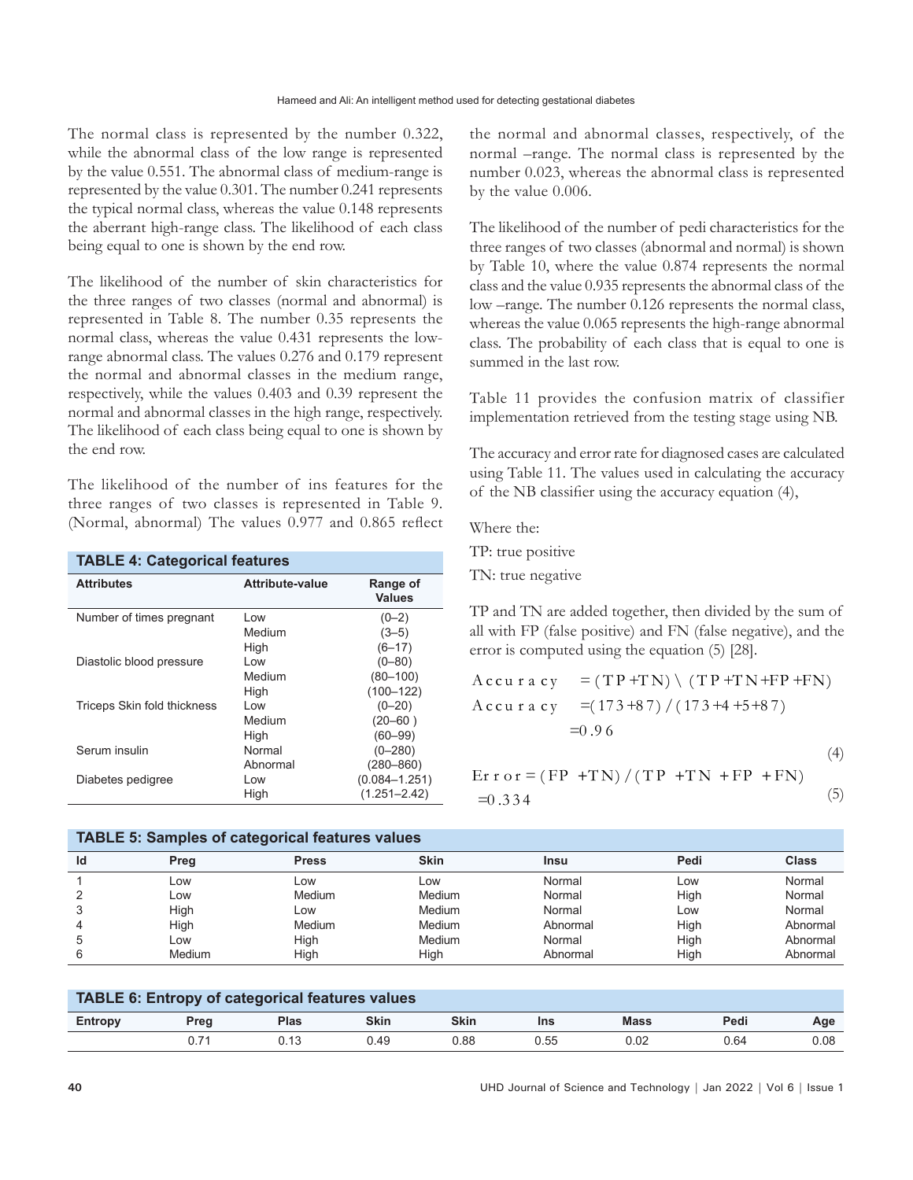The normal class is represented by the number 0.322, while the abnormal class of the low range is represented by the value 0.551. The abnormal class of medium-range is represented by the value 0.301. The number 0.241 represents the typical normal class, whereas the value 0.148 represents the aberrant high-range class. The likelihood of each class being equal to one is shown by the end row.

The likelihood of the number of skin characteristics for the three ranges of two classes (normal and abnormal) is represented in Table 8. The number 0.35 represents the normal class, whereas the value 0.431 represents the low-range abnormal class. The values 0.276 and 0.179 represent the normal and abnormal classes in the medium range, respectively, while the values 0.403 and 0.39 represent the normal and abnormal classes in the high range, respectively. The likelihood of each class being equal to one is shown by the end row.

The likelihood of the number of ins features for the three ranges of two classes is represented in Table 9. (Normal, abnormal) The values 0.977 and 0.865 reflect the normal and abnormal classes, respectively, of the normal –range. The normal class is represented by the number 0.023, whereas the abnormal class is represented by the value 0.006.

The likelihood of the number of pedi characteristics for the three ranges of two classes (abnormal and normal) is shown by Table 10, where the value 0.874 represents the normal class and the value 0.935 represents the abnormal class of the low –range. The number 0.126 represents the normal class, whereas the value 0.065 represents the high-range abnormal class. The probability of each class that is equal to one is summed in the last row.

Table 11 provides the confusion matrix of classifier implementation retrieved from the testing stage using NB.

The accuracy and error rate for diagnosed cases are calculated using Table 11. The values used in calculating the accuracy of the NB classifier using the accuracy equation (4),

Where the:

TP: true positive

TN: true negative

TP and TN are added together, then divided by the sum of all with FP (false positive) and FN (false negative), and the error is computed using the equation (5) [28].

$$\text{Accuracy} = (TP+TN) \setminus (TP+TN+FP+FN)$$
$$\text{Accuracy} = (173+87)/(173+4+5+87)$$
$$=0.96 \tag{4}$$

$$\text{Error} = (FP+TN)/(TP+TN+FP+FN)$$
$$=0.334 \tag{5}$$

**TABLE 4: Categorical features**

| Attributes | Attribute-value | Range of Values |
|---|---|---|
| Number of times pregnant | Low | (0–2) |
| | Medium | (3–5) |
| | High | (6–17) |
| Diastolic blood pressure | Low | (0–80) |
| | Medium | (80–100) |
| | High | (100–122) |
| Triceps Skin fold thickness | Low | (0–20) |
| | Medium | (20–60 ) |
| | High | (60–99) |
| Serum insulin | Normal | (0–280) |
| | Abnormal | (280–860) |
| Diabetes pedigree | Low | (0.084–1.251) |
| | High | (1.251–2.42) |

**TABLE 5: Samples of categorical features values**

| Id | Preg | Press | Skin | Insu | Pedi | Class |
|---|---|---|---|---|---|---|
| 1 | Low | Low | Low | Normal | Low | Normal |
| 2 | Low | Medium | Medium | Normal | High | Normal |
| 3 | High | Low | Medium | Normal | Low | Normal |
| 4 | High | Medium | Medium | Abnormal | High | Abnormal |
| 5 | Low | High | Medium | Normal | High | Abnormal |
| 6 | Medium | High | High | Abnormal | High | Abnormal |

**TABLE 6: Entropy of categorical features values**

| Entropy | Preg | Plas | Skin | Skin | Ins | Mass | Pedi | Age |
|---|---|---|---|---|---|---|---|---|
| | 0.71 | 0.13 | 0.49 | 0.88 | 0.55 | 0.02 | 0.64 | 0.08 |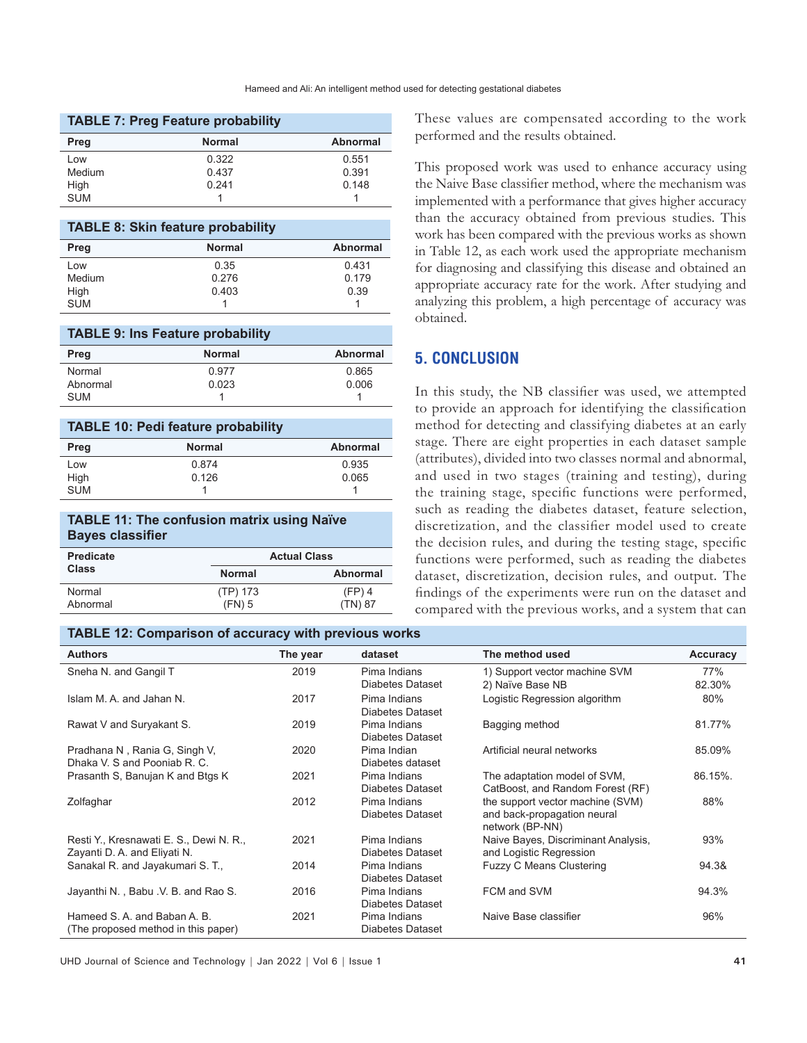**TABLE 7: Preg Feature probability**

| Preg | Normal | Abnormal |
|---|---|---|
| Low | 0.322 | 0.551 |
| Medium | 0.437 | 0.391 |
| High | 0.241 | 0.148 |
| SUM | 1 | 1 |

**TABLE 8: Skin feature probability**

| Preg | Normal | Abnormal |
|---|---|---|
| Low | 0.35 | 0.431 |
| Medium | 0.276 | 0.179 |
| High | 0.403 | 0.39 |
| SUM | 1 | 1 |

**TABLE 9: Ins Feature probability**

| Preg | Normal | Abnormal |
|---|---|---|
| Normal | 0.977 | 0.865 |
| Abnormal | 0.023 | 0.006 |
| SUM | 1 | 1 |

**TABLE 10: Pedi feature probability**

| Preg | Normal | Abnormal |
|---|---|---|
| Low | 0.874 | 0.935 |
| High | 0.126 | 0.065 |
| SUM | 1 | 1 |

**TABLE 11: The confusion matrix using Naïve Bayes classifier**

| Predicate Class | Actual Class | |
|---|---|---|
| | Normal | Abnormal |
| Normal | (TP) 173 | (FP) 4 |
| Abnormal | (FN) 5 | (TN) 87 |

These values are compensated according to the work performed and the results obtained.

This proposed work was used to enhance accuracy using the Naive Base classifier method, where the mechanism was implemented with a performance that gives higher accuracy than the accuracy obtained from previous studies. This work has been compared with the previous works as shown in Table 12, as each work used the appropriate mechanism for diagnosing and classifying this disease and obtained an appropriate accuracy rate for the work. After studying and analyzing this problem, a high percentage of accuracy was obtained.

## 5. CONCLUSION

In this study, the NB classifier was used, we attempted to provide an approach for identifying the classification method for detecting and classifying diabetes at an early stage. There are eight properties in each dataset sample (attributes), divided into two classes normal and abnormal, and used in two stages (training and testing), during the training stage, specific functions were performed, such as reading the diabetes dataset, feature selection, discretization, and the classifier model used to create the decision rules, and during the testing stage, specific functions were performed, such as reading the diabetes dataset, discretization, decision rules, and output. The findings of the experiments were run on the dataset and compared with the previous works, and a system that can

**TABLE 12: Comparison of accuracy with previous works**

| Authors | The year | dataset | The method used | Accuracy |
|---|---|---|---|---|
| Sneha N. and Gangil T | 2019 | Pima Indians Diabetes Dataset | 1) Support vector machine SVM<br>2) Naïve Base NB | 77%<br>82.30% |
| Islam M. A. and Jahan N. | 2017 | Pima Indians Diabetes Dataset | Logistic Regression algorithm | 80% |
| Rawat V and Suryakant S. | 2019 | Pima Indians Diabetes Dataset | Bagging method | 81.77% |
| Pradhana N , Rania G, Singh V, Dhaka V. S and Pooniab R. C. | 2020 | Pima Indian Diabetes dataset | Artificial neural networks | 85.09% |
| Prasanth S, Banujan K and Btgs K | 2021 | Pima Indians Diabetes Dataset | The adaptation model of SVM, CatBoost, and Random Forest (RF) | 86.15%. |
| Zolfaghar | 2012 | Pima Indians Diabetes Dataset | the support vector machine (SVM) and back-propagation neural network (BP-NN) | 88% |
| Resti Y., Kresnawati E. S., Dewi N. R., Zayanti D. A. and Eliyati N. | 2021 | Pima Indians Diabetes Dataset | Naive Bayes, Discriminant Analysis, and Logistic Regression | 93% |
| Sanakal R. and Jayakumari S. T., | 2014 | Pima Indians Diabetes Dataset | Fuzzy C Means Clustering | 94.3& |
| Jayanthi N. , Babu .V. B. and Rao S. | 2016 | Pima Indians Diabetes Dataset | FCM and SVM | 94.3% |
| Hameed S. A. and Baban A. B. (The proposed method in this paper) | 2021 | Pima Indians Diabetes Dataset | Naive Base classifier | 96% |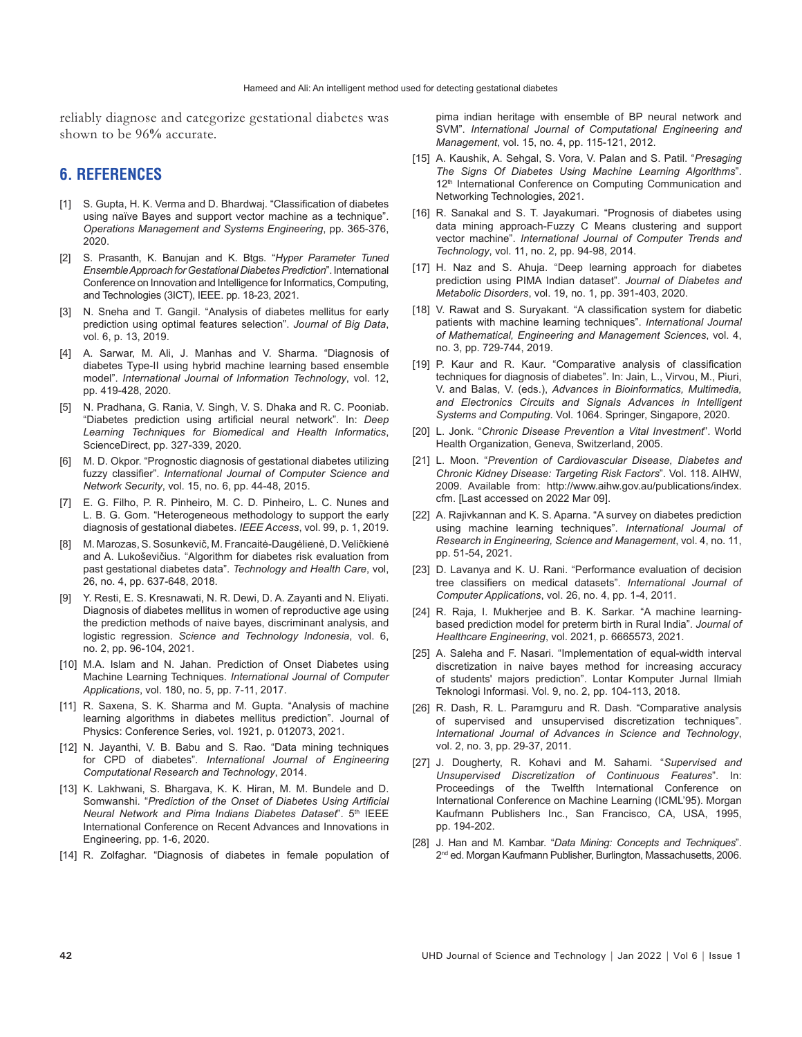reliably diagnose and categorize gestational diabetes was shown to be 96% accurate.

## 6. REFERENCES

[1] S. Gupta, H. K. Verma and D. Bhardwaj. "Classification of diabetes using naïve Bayes and support vector machine as a technique". *Operations Management and Systems Engineering*, pp. 365-376, 2020.

[2] S. Prasanth, K. Banujan and K. Btgs. "*Hyper Parameter Tuned Ensemble Approach for Gestational Diabetes Prediction*". International Conference on Innovation and Intelligence for Informatics, Computing, and Technologies (3ICT), IEEE. pp. 18-23, 2021.

[3] N. Sneha and T. Gangil. "Analysis of diabetes mellitus for early prediction using optimal features selection". *Journal of Big Data*, vol. 6, p. 13, 2019.

[4] A. Sarwar, M. Ali, J. Manhas and V. Sharma. "Diagnosis of diabetes Type-II using hybrid machine learning based ensemble model". *International Journal of Information Technology*, vol. 12, pp. 419-428, 2020.

[5] N. Pradhana, G. Rania, V. Singh, V. S. Dhaka and R. C. Pooniab. "Diabetes prediction using artificial neural network". In: *Deep Learning Techniques for Biomedical and Health Informatics*, ScienceDirect, pp. 327-339, 2020.

[6] M. D. Okpor. "Prognostic diagnosis of gestational diabetes utilizing fuzzy classifier". *International Journal of Computer Science and Network Security*, vol. 15, no. 6, pp. 44-48, 2015.

[7] E. G. Filho, P. R. Pinheiro, M. C. D. Pinheiro, L. C. Nunes and L. B. G. Gom. "Heterogeneous methodology to support the early diagnosis of gestational diabetes. *IEEE Access*, vol. 99, p. 1, 2019.

[8] M. Marozas, S. Sosunkevič, M. Francaitė-Daugėlienė, D. Veličkienė and A. Lukoševičius. "Algorithm for diabetes risk evaluation from past gestational diabetes data". *Technology and Health Care*, vol, 26, no. 4, pp. 637-648, 2018.

[9] Y. Resti, E. S. Kresnawati, N. R. Dewi, D. A. Zayanti and N. Eliyati. Diagnosis of diabetes mellitus in women of reproductive age using the prediction methods of naive bayes, discriminant analysis, and logistic regression. *Science and Technology Indonesia*, vol. 6, no. 2, pp. 96-104, 2021.

[10] M.A. Islam and N. Jahan. Prediction of Onset Diabetes using Machine Learning Techniques. *International Journal of Computer Applications*, vol. 180, no. 5, pp. 7-11, 2017.

[11] R. Saxena, S. K. Sharma and M. Gupta. "Analysis of machine learning algorithms in diabetes mellitus prediction". Journal of Physics: Conference Series, vol. 1921, p. 012073, 2021.

[12] N. Jayanthi, V. B. Babu and S. Rao. "Data mining techniques for CPD of diabetes". *International Journal of Engineering Computational Research and Technology*, 2014.

[13] K. Lakhwani, S. Bhargava, K. K. Hiran, M. M. Bundele and D. Somwanshi. "*Prediction of the Onset of Diabetes Using Artificial Neural Network and Pima Indians Diabetes Dataset*". 5th IEEE International Conference on Recent Advances and Innovations in Engineering, pp. 1-6, 2020.

[14] R. Zolfaghar. "Diagnosis of diabetes in female population of pima indian heritage with ensemble of BP neural network and SVM". *International Journal of Computational Engineering and Management*, vol. 15, no. 4, pp. 115-121, 2012.

[15] A. Kaushik, A. Sehgal, S. Vora, V. Palan and S. Patil. "*Presaging The Signs Of Diabetes Using Machine Learning Algorithms*". 12th International Conference on Computing Communication and Networking Technologies, 2021.

[16] R. Sanakal and S. T. Jayakumari. "Prognosis of diabetes using data mining approach-Fuzzy C Means clustering and support vector machine". *International Journal of Computer Trends and Technology*, vol. 11, no. 2, pp. 94-98, 2014.

[17] H. Naz and S. Ahuja. "Deep learning approach for diabetes prediction using PIMA Indian dataset". *Journal of Diabetes and Metabolic Disorders*, vol. 19, no. 1, pp. 391-403, 2020.

[18] V. Rawat and S. Suryakant. "A classification system for diabetic patients with machine learning techniques". *International Journal of Mathematical, Engineering and Management Sciences*, vol. 4, no. 3, pp. 729-744, 2019.

[19] P. Kaur and R. Kaur. "Comparative analysis of classification techniques for diagnosis of diabetes". In: Jain, L., Virvou, M., Piuri, V. and Balas, V. (eds.), *Advances in Bioinformatics, Multimedia, and Electronics Circuits and Signals Advances in Intelligent Systems and Computing*. Vol. 1064. Springer, Singapore, 2020.

[20] L. Jonk. "*Chronic Disease Prevention a Vital Investment*". World Health Organization, Geneva, Switzerland, 2005.

[21] L. Moon. "*Prevention of Cardiovascular Disease, Diabetes and Chronic Kidney Disease: Targeting Risk Factors*". Vol. 118. AIHW, 2009. Available from: http://www.aihw.gov.au/publications/index.cfm. [Last accessed on 2022 Mar 09].

[22] A. Rajivkannan and K. S. Aparna. "A survey on diabetes prediction using machine learning techniques". *International Journal of Research in Engineering, Science and Management*, vol. 4, no. 11, pp. 51-54, 2021.

[23] D. Lavanya and K. U. Rani. "Performance evaluation of decision tree classifiers on medical datasets". *International Journal of Computer Applications*, vol. 26, no. 4, pp. 1-4, 2011.

[24] R. Raja, I. Mukherjee and B. K. Sarkar. "A machine learning-based prediction model for preterm birth in Rural India". *Journal of Healthcare Engineering*, vol. 2021, p. 6665573, 2021.

[25] A. Saleha and F. Nasari. "Implementation of equal-width interval discretization in naive bayes method for increasing accuracy of students' majors prediction". Lontar Komputer Jurnal Ilmiah Teknologi Informasi. Vol. 9, no. 2, pp. 104-113, 2018.

[26] R. Dash, R. L. Paramguru and R. Dash. "Comparative analysis of supervised and unsupervised discretization techniques". *International Journal of Advances in Science and Technology*, vol. 2, no. 3, pp. 29-37, 2011.

[27] J. Dougherty, R. Kohavi and M. Sahami. "*Supervised and Unsupervised Discretization of Continuous Features*". In: Proceedings of the Twelfth International Conference on International Conference on Machine Learning (ICML'95). Morgan Kaufmann Publishers Inc., San Francisco, CA, USA, 1995, pp. 194-202.

[28] J. Han and M. Kambar. "*Data Mining: Concepts and Techniques*". 2nd ed. Morgan Kaufmann Publisher, Burlington, Massachusetts, 2006.